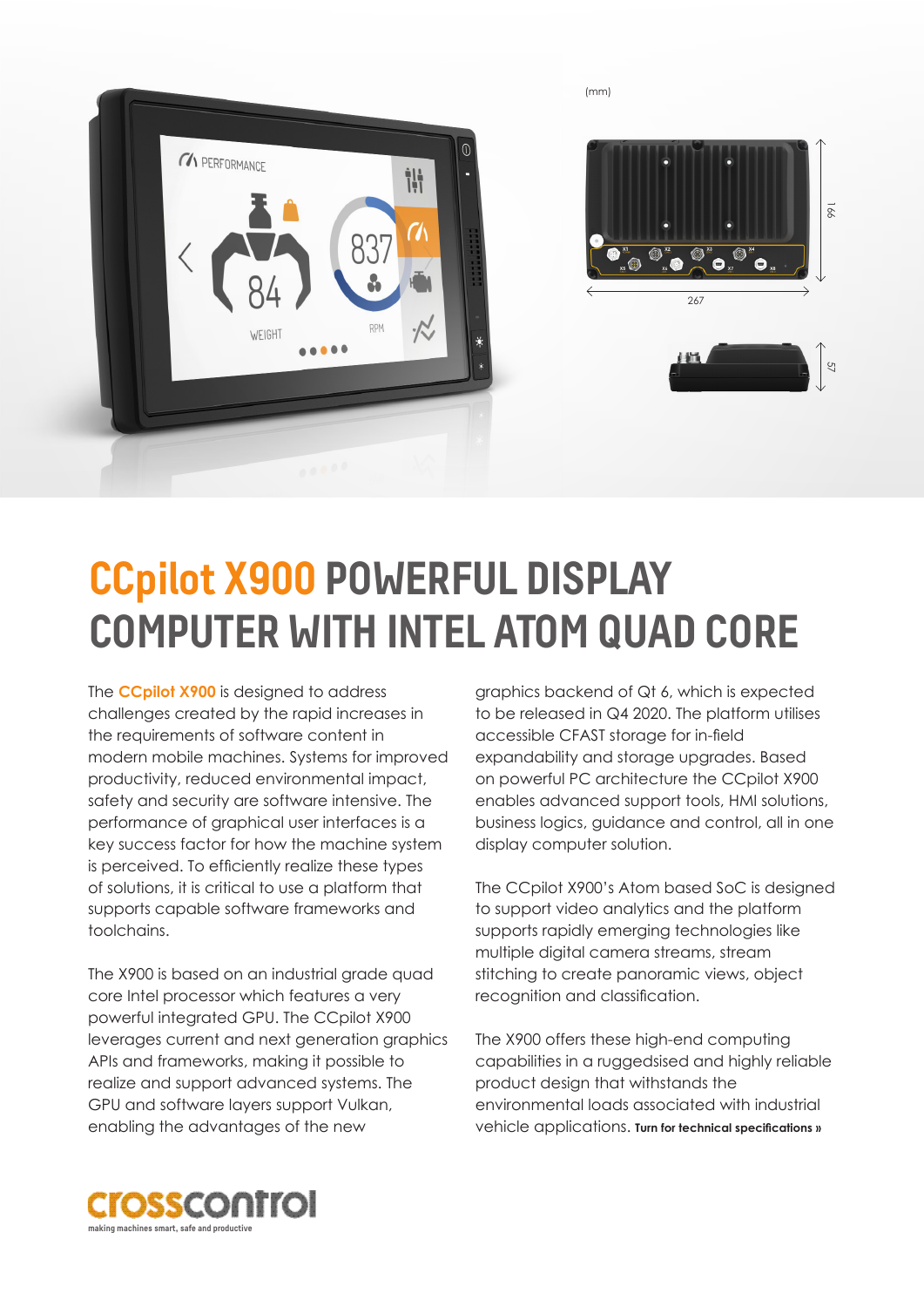# CCpilot X900 POWERFUL DISPLAY COMPUTER WITH INTEL ATOM QUAD CORE

The **CCpilot X900** is designed to address challenges created by the rapid increases in the requirements of software content in modern mobile machines. Systems for improved productivity, reduced environmental impact, safety and security are software intensive. The performance of graphical user interfaces is a key success factor for how the machine system is perceived. To efficiently realize these types of solutions, it is critical to use a platform that supports capable software frameworks and toolchains.

The X900 is based on an industrial grade quad core Intel processor which features a very powerful integrated GPU. The CCpilot X900 leverages current and next generation graphics APIs and frameworks, making it possible to realize and support advanced systems. The GPU and software layers support Vulkan, enabling the advantages of the new graphics backend of Qt 6, which is expected to be released in Q4 2020. The platform utilises accessible CFAST storage for in-field expandability and storage upgrades. Based on powerful PC architecture the CCpilot X900 enables advanced support tools, HMI solutions, business logics, guidance and control, all in one display computer solution.

The CCpilot X900's Atom based SoC is designed to support video analytics and the platform supports rapidly emerging technologies like multiple digital camera streams, stream stitching to create panoramic views, object recognition and classification.

The X900 offers these high-end computing capabilities in a ruggedsised and highly reliable product design that withstands the environmental loads associated with industrial vehicle applications. **Turn for technical specifications »**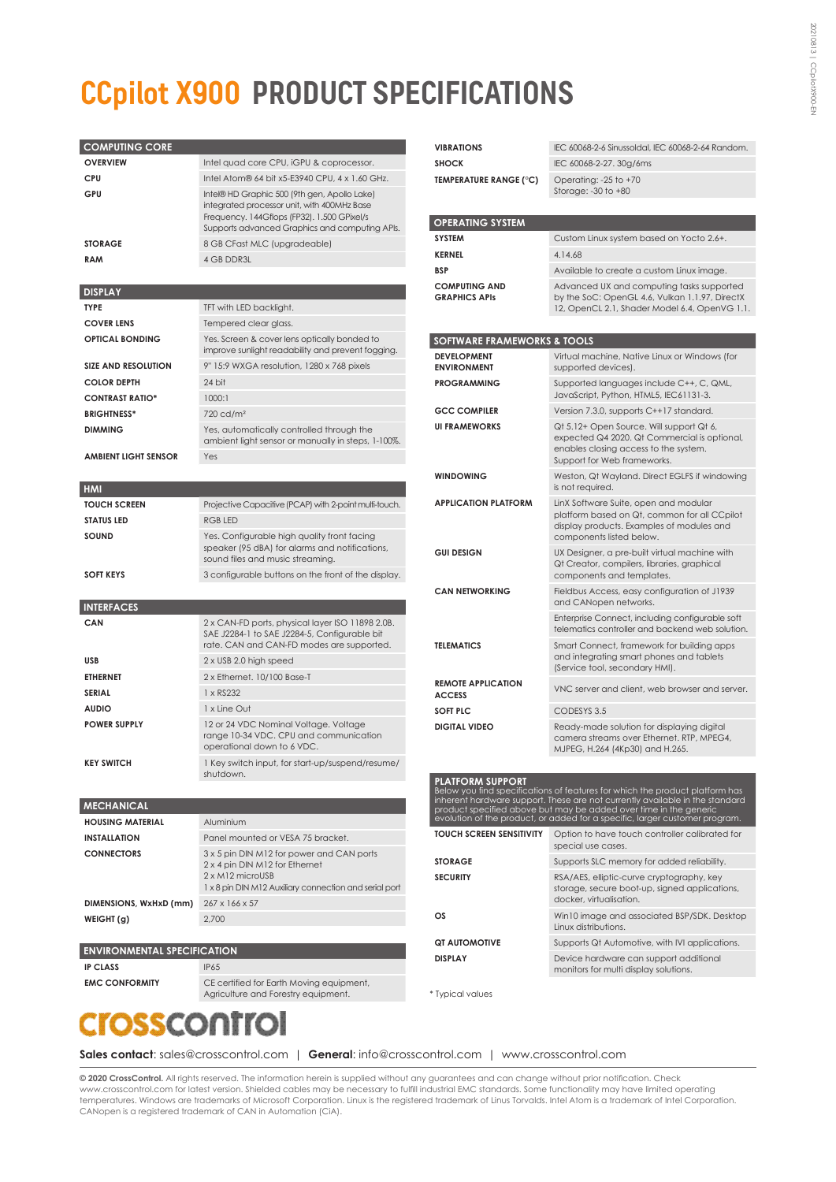// CCpilot X900 PRODUCT SPECIFICATIONS

# CCpilot X900 PRODUCT SPECIFICATIONS

| COMPUTING CORE | |
|---|---|
| OVERVIEW | Intel quad core CPU, iGPU & coprocessor. |
| CPU | Intel Atom® 64 bit x5-E3940 CPU, 4 x 1.60 GHz. |
| GPU | Intel® HD Graphic 500 (9th gen, Apollo Lake) integrated processor unit, with 400MHz Base Frequency. 144Gflops (FP32). 1.500 GPixel/s Supports advanced Graphics and computing APIs. |
| STORAGE | 8 GB CFast MLC (upgradeable) |
| RAM | 4 GB DDR3L |

| DISPLAY | |
|---|---|
| TYPE | TFT with LED backlight. |
| COVER LENS | Tempered clear glass. |
| OPTICAL BONDING | Yes. Screen & cover lens optically bonded to improve sunlight readability and prevent fogging. |
| SIZE AND RESOLUTION | 9" 15:9 WXGA resolution, 1280 x 768 pixels |
| COLOR DEPTH | 24 bit |
| CONTRAST RATIO* | 1000:1 |
| BRIGHTNESS* | 720 cd/m² |
| DIMMING | Yes, automatically controlled through the ambient light sensor or manually in steps, 1-100%. |
| AMBIENT LIGHT SENSOR | Yes |

| HMI | |
|---|---|
| TOUCH SCREEN | Projective Capacitive (PCAP) with 2-point multi-touch. |
| STATUS LED | RGB LED |
| SOUND | Yes. Configurable high quality front facing speaker (95 dBA) for alarms and notifications, sound files and music streaming. |
| SOFT KEYS | 3 configurable buttons on the front of the display. |

| INTERFACES | |
|---|---|
| CAN | 2 x CAN-FD ports, physical layer ISO 11898 2.0B. SAE J2284-1 to SAE J2284-5, Configurable bit rate. CAN and CAN-FD modes are supported. |
| USB | 2 x USB 2.0 high speed |
| ETHERNET | 2 x Ethernet. 10/100 Base-T |
| SERIAL | 1 x RS232 |
| AUDIO | 1 x Line Out |
| POWER SUPPLY | 12 or 24 VDC Nominal Voltage. Voltage range 10-34 VDC. CPU and communication operational down to 6 VDC. |
| KEY SWITCH | 1 Key switch input, for start-up/suspend/resume/ shutdown. |

| MECHANICAL | |
|---|---|
| HOUSING MATERIAL | Aluminium |
| INSTALLATION | Panel mounted or VESA 75 bracket. |
| CONNECTORS | 3 x 5 pin DIN M12 for power and CAN ports<br>2 x 4 pin DIN M12 for Ethernet<br>2 x M12 microUSB<br>1 x 8 pin DIN M12 Auxiliary connection and serial port |
| DIMENSIONS, WxHxD (mm) | 267 x 166 x 57 |
| WEIGHT (g) | 2,700 |

| ENVIRONMENTAL SPECIFICATION | |
|---|---|
| IP CLASS | IP65 |
| EMC CONFORMITY | CE certified for Earth Moving equipment, Agriculture and Forestry equipment. |
| VIBRATIONS | IEC 60068-2-6 Sinussoldal, IEC 60068-2-64 Random. |
| SHOCK | IEC 60068-2-27. 30g/6ms |
| TEMPERATURE RANGE (°C) | Operating: -25 to +70<br>Storage: -30 to +80 |

| OPERATING SYSTEM | |
|---|---|
| SYSTEM | Custom Linux system based on Yocto 2.6+. |
| KERNEL | 4.14.68 |
| BSP | Available to create a custom Linux image. |
| COMPUTING AND GRAPHICS APIs | Advanced UX and computing tasks supported by the SoC: OpenGL 4.6, Vulkan 1.1.97, DirectX 12, OpenCL 2.1, Shader Model 6.4, OpenVG 1.1. |

| SOFTWARE FRAMEWORKS & TOOLS | |
|---|---|
| DEVELOPMENT ENVIRONMENT | Virtual machine, Native Linux or Windows (for supported devices). |
| PROGRAMMING | Supported languages include C++, C, QML, JavaScript, Python, HTML5, IEC61131-3. |
| GCC COMPILER | Version 7.3.0, supports C++17 standard. |
| UI FRAMEWORKS | Qt 5.12+ Open Source. Will support Qt 6, expected Q4 2020. Qt Commercial is optional, enables closing access to the system. Support for Web frameworks. |
| WINDOWING | Weston, Qt Wayland. Direct EGLFS if windowing is not required. |
| APPLICATION PLATFORM | LinX Software Suite, open and modular platform based on Qt, common for all CCpilot display products. Examples of modules and components listed below. |
| GUI DESIGN | UX Designer, a pre-built virtual machine with Qt Creator, compilers, libraries, graphical components and templates. |
| CAN NETWORKING | Fieldbus Access, easy configuration of J1939 and CANopen networks. |
| | Enterprise Connect, including configurable soft telematics controller and backend web solution. |
| TELEMATICS | Smart Connect, framework for building apps and integrating smart phones and tablets (Service tool, secondary HMI). |
| REMOTE APPLICATION ACCESS | VNC server and client, web browser and server. |
| SOFT PLC | CODESYS 3.5 |
| DIGITAL VIDEO | Ready-made solution for displaying digital camera streams over Ethernet. RTP, MPEG4, MJPEG, H.264 (4Kp30) and H.265. |

## PLATFORM SUPPORT

Below you find specifications of features for which the product platform has inherent hardware support. These are not currently available in the standard product specified above but may be added over time in the generic evolution of the product, or added for a specific, larger customer program.

| | |
|---|---|
| TOUCH SCREEN SENSITIVITY | Option to have touch controller calibrated for special use cases. |
| STORAGE | Supports SLC memory for added reliability. |
| SECURITY | RSA/AES, elliptic-curve cryptography, key storage, secure boot-up, signed applications, docker, virtualisation. |
| OS | Win10 image and associated BSP/SDK. Desktop Linux distributions. |
| QT AUTOMOTIVE | Supports Qt Automotive, with IVI applications. |
| DISPLAY | Device hardware can support additional monitors for multi display solutions. |

\* Typical values

crosscontrol

**Sales contact**: sales@crosscontrol.com | **General**: info@crosscontrol.com | www.crosscontrol.com

**© 2020 CrossControl.** All rights reserved. The information herein is supplied without any guarantees and can change without prior notification. Check www.crosscontrol.com for latest version. Shielded cables may be necessary to fulfill industrial EMC standards. Some functionality may have limited operating temperatures. Windows are trademarks of Microsoft Corporation. Linux is the registered trademark of Linus Torvalds. Intel Atom is a trademark of Intel Corporation. CANopen is a registered trademark of CAN in Automation (CiA).